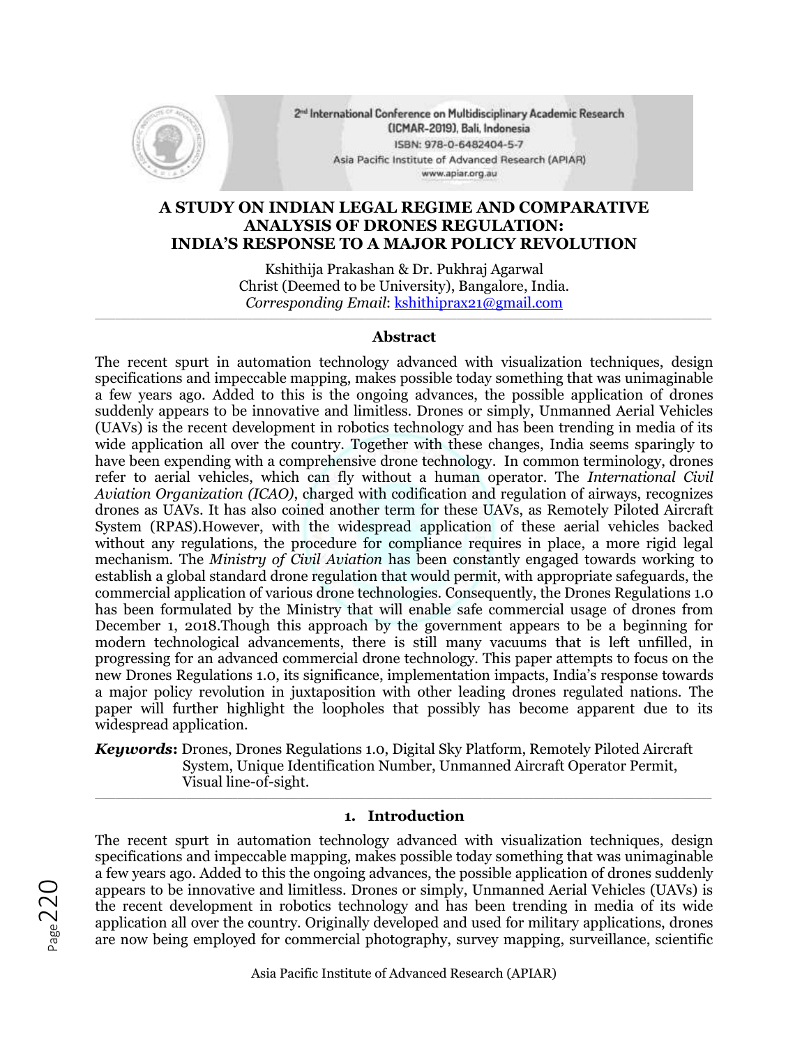# A STUDY ON INDIAN LEGAL REGIME AND COMPARATIVE ANALYSIS OF DRONES REGULATION: INDIA'S RESPONSE TO A MAJOR POLICY REVOLUTION

Kshithija Prakashan & Dr. Pukhraj Agarwal
Christ (Deemed to be University), Bangalore, India.
*Corresponding Email*: kshithiprax21@gmail.com

## Abstract

The recent spurt in automation technology advanced with visualization techniques, design specifications and impeccable mapping, makes possible today something that was unimaginable a few years ago. Added to this is the ongoing advances, the possible application of drones suddenly appears to be innovative and limitless. Drones or simply, Unmanned Aerial Vehicles (UAVs) is the recent development in robotics technology and has been trending in media of its wide application all over the country. Together with these changes, India seems sparingly to have been expending with a comprehensive drone technology. In common terminology, drones refer to aerial vehicles, which can fly without a human operator. The *International Civil Aviation Organization (ICAO)*, charged with codification and regulation of airways, recognizes drones as UAVs. It has also coined another term for these UAVs, as Remotely Piloted Aircraft System (RPAS).However, with the widespread application of these aerial vehicles backed without any regulations, the procedure for compliance requires in place, a more rigid legal mechanism. The *Ministry of Civil Aviation* has been constantly engaged towards working to establish a global standard drone regulation that would permit, with appropriate safeguards, the commercial application of various drone technologies. Consequently, the Drones Regulations 1.0 has been formulated by the Ministry that will enable safe commercial usage of drones from December 1, 2018.Though this approach by the government appears to be a beginning for modern technological advancements, there is still many vacuums that is left unfilled, in progressing for an advanced commercial drone technology. This paper attempts to focus on the new Drones Regulations 1.0, its significance, implementation impacts, India's response towards a major policy revolution in juxtaposition with other leading drones regulated nations. The paper will further highlight the loopholes that possibly has become apparent due to its widespread application.

***Keywords*:** Drones, Drones Regulations 1.0, Digital Sky Platform, Remotely Piloted Aircraft System, Unique Identification Number, Unmanned Aircraft Operator Permit, Visual line-of-sight.

## 1. Introduction

The recent spurt in automation technology advanced with visualization techniques, design specifications and impeccable mapping, makes possible today something that was unimaginable a few years ago. Added to this the ongoing advances, the possible application of drones suddenly appears to be innovative and limitless. Drones or simply, Unmanned Aerial Vehicles (UAVs) is the recent development in robotics technology and has been trending in media of its wide application all over the country. Originally developed and used for military applications, drones are now being employed for commercial photography, survey mapping, surveillance, scientific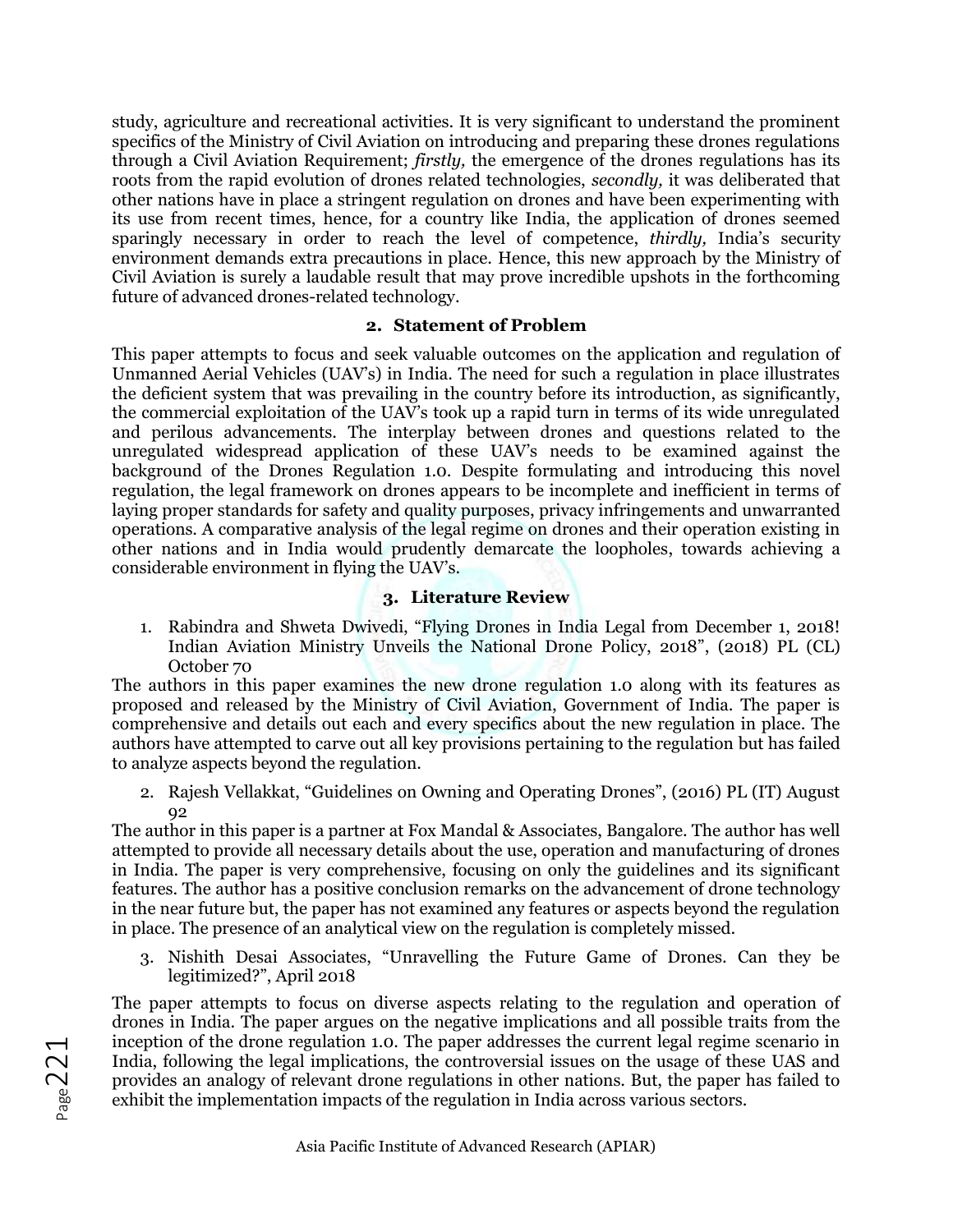study, agriculture and recreational activities. It is very significant to understand the prominent specifics of the Ministry of Civil Aviation on introducing and preparing these drones regulations through a Civil Aviation Requirement; *firstly,* the emergence of the drones regulations has its roots from the rapid evolution of drones related technologies, *secondly,* it was deliberated that other nations have in place a stringent regulation on drones and have been experimenting with its use from recent times, hence, for a country like India, the application of drones seemed sparingly necessary in order to reach the level of competence, *thirdly,* India's security environment demands extra precautions in place. Hence, this new approach by the Ministry of Civil Aviation is surely a laudable result that may prove incredible upshots in the forthcoming future of advanced drones-related technology.

## 2. Statement of Problem

This paper attempts to focus and seek valuable outcomes on the application and regulation of Unmanned Aerial Vehicles (UAV's) in India. The need for such a regulation in place illustrates the deficient system that was prevailing in the country before its introduction, as significantly, the commercial exploitation of the UAV's took up a rapid turn in terms of its wide unregulated and perilous advancements. The interplay between drones and questions related to the unregulated widespread application of these UAV's needs to be examined against the background of the Drones Regulation 1.0. Despite formulating and introducing this novel regulation, the legal framework on drones appears to be incomplete and inefficient in terms of laying proper standards for safety and quality purposes, privacy infringements and unwarranted operations. A comparative analysis of the legal regime on drones and their operation existing in other nations and in India would prudently demarcate the loopholes, towards achieving a considerable environment in flying the UAV's.

## 3. Literature Review

1. Rabindra and Shweta Dwivedi, "Flying Drones in India Legal from December 1, 2018! Indian Aviation Ministry Unveils the National Drone Policy, 2018", (2018) PL (CL) October 70

The authors in this paper examines the new drone regulation 1.0 along with its features as proposed and released by the Ministry of Civil Aviation, Government of India. The paper is comprehensive and details out each and every specifics about the new regulation in place. The authors have attempted to carve out all key provisions pertaining to the regulation but has failed to analyze aspects beyond the regulation.

2. Rajesh Vellakkat, "Guidelines on Owning and Operating Drones", (2016) PL (IT) August 92

The author in this paper is a partner at Fox Mandal & Associates, Bangalore. The author has well attempted to provide all necessary details about the use, operation and manufacturing of drones in India. The paper is very comprehensive, focusing on only the guidelines and its significant features. The author has a positive conclusion remarks on the advancement of drone technology in the near future but, the paper has not examined any features or aspects beyond the regulation in place. The presence of an analytical view on the regulation is completely missed.

3. Nishith Desai Associates, "Unravelling the Future Game of Drones. Can they be legitimized?", April 2018

The paper attempts to focus on diverse aspects relating to the regulation and operation of drones in India. The paper argues on the negative implications and all possible traits from the inception of the drone regulation 1.0. The paper addresses the current legal regime scenario in India, following the legal implications, the controversial issues on the usage of these UAS and provides an analogy of relevant drone regulations in other nations. But, the paper has failed to exhibit the implementation impacts of the regulation in India across various sectors.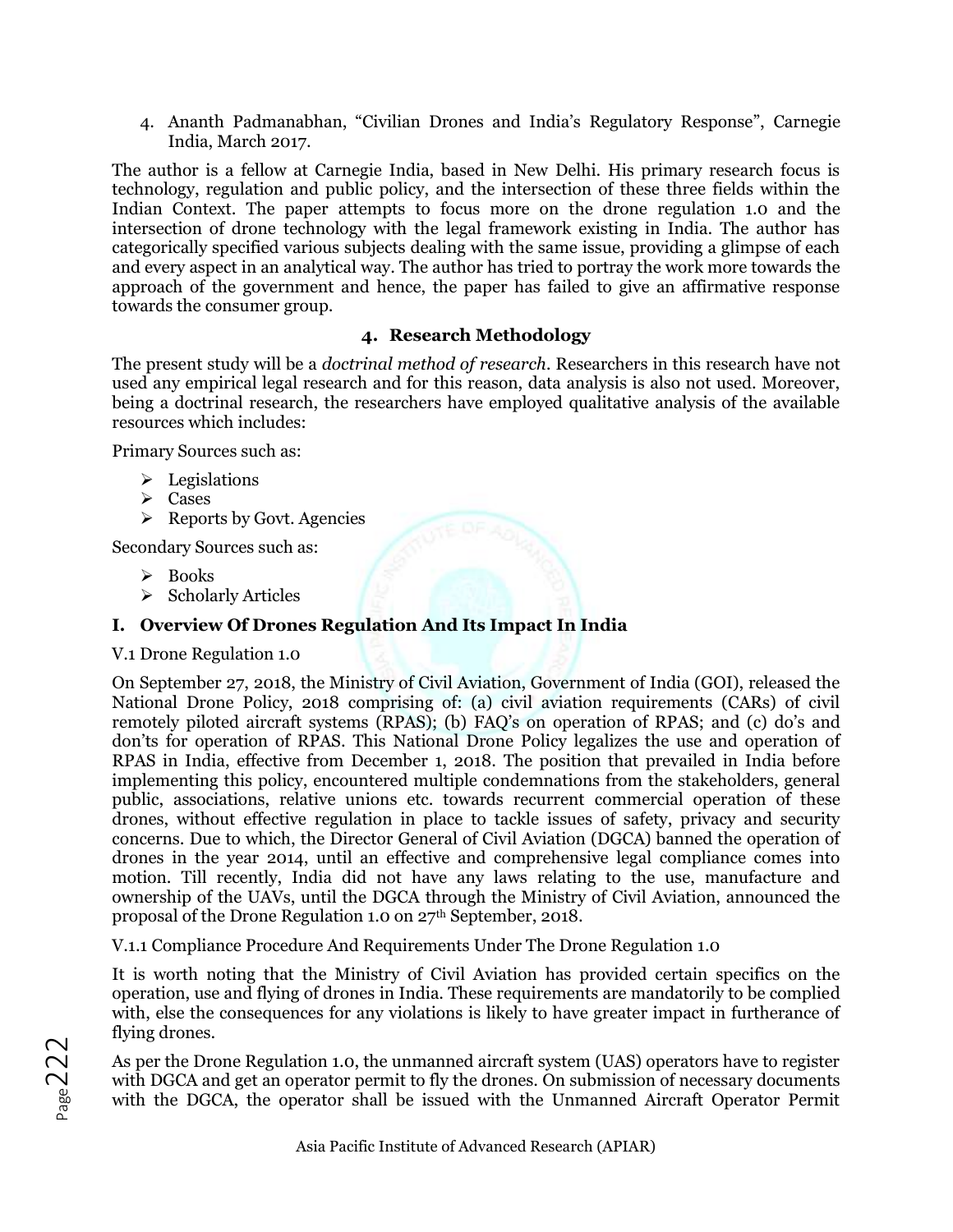4. Ananth Padmanabhan, “Civilian Drones and India’s Regulatory Response”, Carnegie India, March 2017.

The author is a fellow at Carnegie India, based in New Delhi. His primary research focus is technology, regulation and public policy, and the intersection of these three fields within the Indian Context. The paper attempts to focus more on the drone regulation 1.0 and the intersection of drone technology with the legal framework existing in India. The author has categorically specified various subjects dealing with the same issue, providing a glimpse of each and every aspect in an analytical way. The author has tried to portray the work more towards the approach of the government and hence, the paper has failed to give an affirmative response towards the consumer group.

## 4. Research Methodology

The present study will be a *doctrinal method of research*. Researchers in this research have not used any empirical legal research and for this reason, data analysis is also not used. Moreover, being a doctrinal research, the researchers have employed qualitative analysis of the available resources which includes:

Primary Sources such as:

- Legislations
- Cases
- Reports by Govt. Agencies

Secondary Sources such as:

- Books
- Scholarly Articles

## I. Overview Of Drones Regulation And Its Impact In India

### V.1 Drone Regulation 1.0

On September 27, 2018, the Ministry of Civil Aviation, Government of India (GOI), released the National Drone Policy, 2018 comprising of: (a) civil aviation requirements (CARs) of civil remotely piloted aircraft systems (RPAS); (b) FAQ’s on operation of RPAS; and (c) do’s and don’ts for operation of RPAS. This National Drone Policy legalizes the use and operation of RPAS in India, effective from December 1, 2018. The position that prevailed in India before implementing this policy, encountered multiple condemnations from the stakeholders, general public, associations, relative unions etc. towards recurrent commercial operation of these drones, without effective regulation in place to tackle issues of safety, privacy and security concerns. Due to which, the Director General of Civil Aviation (DGCA) banned the operation of drones in the year 2014, until an effective and comprehensive legal compliance comes into motion. Till recently, India did not have any laws relating to the use, manufacture and ownership of the UAVs, until the DGCA through the Ministry of Civil Aviation, announced the proposal of the Drone Regulation 1.0 on 27th September, 2018.

### V.1.1 Compliance Procedure And Requirements Under The Drone Regulation 1.0

It is worth noting that the Ministry of Civil Aviation has provided certain specifics on the operation, use and flying of drones in India. These requirements are mandatorily to be complied with, else the consequences for any violations is likely to have greater impact in furtherance of flying drones.

As per the Drone Regulation 1.0, the unmanned aircraft system (UAS) operators have to register with DGCA and get an operator permit to fly the drones. On submission of necessary documents with the DGCA, the operator shall be issued with the Unmanned Aircraft Operator Permit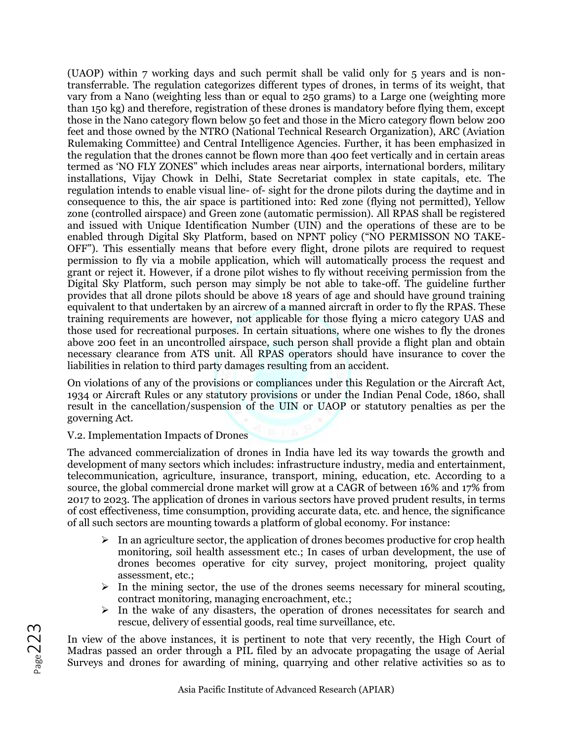(UAOP) within 7 working days and such permit shall be valid only for 5 years and is non-transferrable. The regulation categorizes different types of drones, in terms of its weight, that vary from a Nano (weighting less than or equal to 250 grams) to a Large one (weighting more than 150 kg) and therefore, registration of these drones is mandatory before flying them, except those in the Nano category flown below 50 feet and those in the Micro category flown below 200 feet and those owned by the NTRO (National Technical Research Organization), ARC (Aviation Rulemaking Committee) and Central Intelligence Agencies. Further, it has been emphasized in the regulation that the drones cannot be flown more than 400 feet vertically and in certain areas termed as 'NO FLY ZONES" which includes areas near airports, international borders, military installations, Vijay Chowk in Delhi, State Secretariat complex in state capitals, etc. The regulation intends to enable visual line- of- sight for the drone pilots during the daytime and in consequence to this, the air space is partitioned into: Red zone (flying not permitted), Yellow zone (controlled airspace) and Green zone (automatic permission). All RPAS shall be registered and issued with Unique Identification Number (UIN) and the operations of these are to be enabled through Digital Sky Platform, based on NPNT policy ("NO PERMISSON NO TAKE-OFF"). This essentially means that before every flight, drone pilots are required to request permission to fly via a mobile application, which will automatically process the request and grant or reject it. However, if a drone pilot wishes to fly without receiving permission from the Digital Sky Platform, such person may simply be not able to take-off. The guideline further provides that all drone pilots should be above 18 years of age and should have ground training equivalent to that undertaken by an aircrew of a manned aircraft in order to fly the RPAS. These training requirements are however, not applicable for those flying a micro category UAS and those used for recreational purposes. In certain situations, where one wishes to fly the drones above 200 feet in an uncontrolled airspace, such person shall provide a flight plan and obtain necessary clearance from ATS unit. All RPAS operators should have insurance to cover the liabilities in relation to third party damages resulting from an accident.

On violations of any of the provisions or compliances under this Regulation or the Aircraft Act, 1934 or Aircraft Rules or any statutory provisions or under the Indian Penal Code, 1860, shall result in the cancellation/suspension of the UIN or UAOP or statutory penalties as per the governing Act.

V.2. Implementation Impacts of Drones

The advanced commercialization of drones in India have led its way towards the growth and development of many sectors which includes: infrastructure industry, media and entertainment, telecommunication, agriculture, insurance, transport, mining, education, etc. According to a source, the global commercial drone market will grow at a CAGR of between 16% and 17% from 2017 to 2023. The application of drones in various sectors have proved prudent results, in terms of cost effectiveness, time consumption, providing accurate data, etc. and hence, the significance of all such sectors are mounting towards a platform of global economy. For instance:

- In an agriculture sector, the application of drones becomes productive for crop health monitoring, soil health assessment etc.; In cases of urban development, the use of drones becomes operative for city survey, project monitoring, project quality assessment, etc.;
- In the mining sector, the use of the drones seems necessary for mineral scouting, contract monitoring, managing encroachment, etc.;
- In the wake of any disasters, the operation of drones necessitates for search and rescue, delivery of essential goods, real time surveillance, etc.

In view of the above instances, it is pertinent to note that very recently, the High Court of Madras passed an order through a PIL filed by an advocate propagating the usage of Aerial Surveys and drones for awarding of mining, quarrying and other relative activities so as to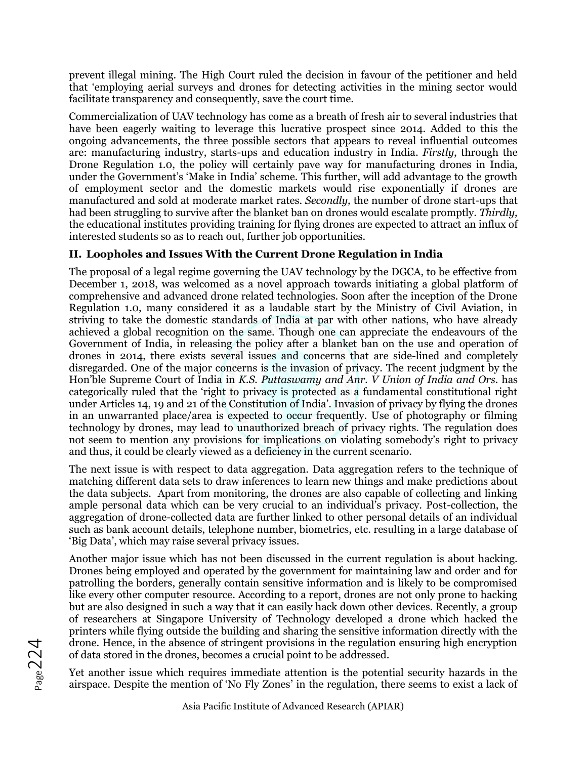prevent illegal mining. The High Court ruled the decision in favour of the petitioner and held that 'employing aerial surveys and drones for detecting activities in the mining sector would facilitate transparency and consequently, save the court time.

Commercialization of UAV technology has come as a breath of fresh air to several industries that have been eagerly waiting to leverage this lucrative prospect since 2014. Added to this the ongoing advancements, the three possible sectors that appears to reveal influential outcomes are: manufacturing industry, starts-ups and education industry in India. *Firstly*, through the Drone Regulation 1.0, the policy will certainly pave way for manufacturing drones in India, under the Government's 'Make in India' scheme. This further, will add advantage to the growth of employment sector and the domestic markets would rise exponentially if drones are manufactured and sold at moderate market rates. *Secondly,* the number of drone start-ups that had been struggling to survive after the blanket ban on drones would escalate promptly. *Thirdly,* the educational institutes providing training for flying drones are expected to attract an influx of interested students so as to reach out, further job opportunities.

### II. Loopholes and Issues With the Current Drone Regulation in India

The proposal of a legal regime governing the UAV technology by the DGCA, to be effective from December 1, 2018, was welcomed as a novel approach towards initiating a global platform of comprehensive and advanced drone related technologies. Soon after the inception of the Drone Regulation 1.0, many considered it as a laudable start by the Ministry of Civil Aviation, in striving to take the domestic standards of India at par with other nations, who have already achieved a global recognition on the same. Though one can appreciate the endeavours of the Government of India, in releasing the policy after a blanket ban on the use and operation of drones in 2014, there exists several issues and concerns that are side-lined and completely disregarded. One of the major concerns is the invasion of privacy. The recent judgment by the Hon'ble Supreme Court of India in *K.S. Puttaswamy and Anr. V Union of India and Ors.* has categorically ruled that the 'right to privacy is protected as a fundamental constitutional right under Articles 14, 19 and 21 of the Constitution of India'. Invasion of privacy by flying the drones in an unwarranted place/area is expected to occur frequently. Use of photography or filming technology by drones, may lead to unauthorized breach of privacy rights. The regulation does not seem to mention any provisions for implications on violating somebody's right to privacy and thus, it could be clearly viewed as a deficiency in the current scenario.

The next issue is with respect to data aggregation. Data aggregation refers to the technique of matching different data sets to draw inferences to learn new things and make predictions about the data subjects. Apart from monitoring, the drones are also capable of collecting and linking ample personal data which can be very crucial to an individual's privacy. Post-collection, the aggregation of drone-collected data are further linked to other personal details of an individual such as bank account details, telephone number, biometrics, etc. resulting in a large database of 'Big Data', which may raise several privacy issues.

Another major issue which has not been discussed in the current regulation is about hacking. Drones being employed and operated by the government for maintaining law and order and for patrolling the borders, generally contain sensitive information and is likely to be compromised like every other computer resource. According to a report, drones are not only prone to hacking but are also designed in such a way that it can easily hack down other devices. Recently, a group of researchers at Singapore University of Technology developed a drone which hacked the printers while flying outside the building and sharing the sensitive information directly with the drone. Hence, in the absence of stringent provisions in the regulation ensuring high encryption of data stored in the drones, becomes a crucial point to be addressed.

Yet another issue which requires immediate attention is the potential security hazards in the airspace. Despite the mention of 'No Fly Zones' in the regulation, there seems to exist a lack of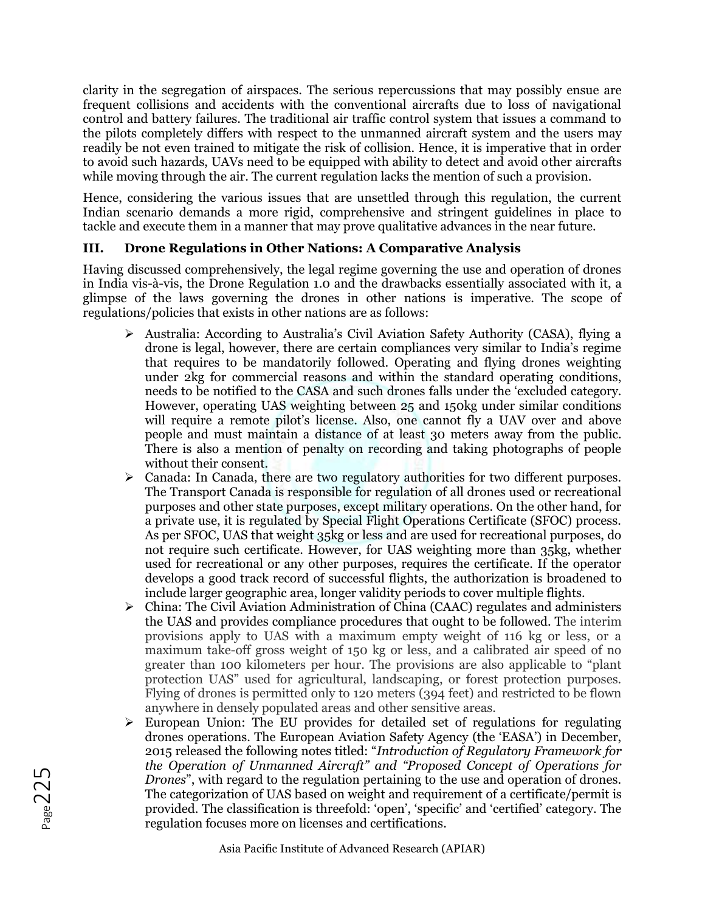clarity in the segregation of airspaces. The serious repercussions that may possibly ensue are frequent collisions and accidents with the conventional aircrafts due to loss of navigational control and battery failures. The traditional air traffic control system that issues a command to the pilots completely differs with respect to the unmanned aircraft system and the users may readily be not even trained to mitigate the risk of collision. Hence, it is imperative that in order to avoid such hazards, UAVs need to be equipped with ability to detect and avoid other aircrafts while moving through the air. The current regulation lacks the mention of such a provision.

Hence, considering the various issues that are unsettled through this regulation, the current Indian scenario demands a more rigid, comprehensive and stringent guidelines in place to tackle and execute them in a manner that may prove qualitative advances in the near future.

## III. Drone Regulations in Other Nations: A Comparative Analysis

Having discussed comprehensively, the legal regime governing the use and operation of drones in India vis-à-vis, the Drone Regulation 1.0 and the drawbacks essentially associated with it, a glimpse of the laws governing the drones in other nations is imperative. The scope of regulations/policies that exists in other nations are as follows:

- Australia: According to Australia's Civil Aviation Safety Authority (CASA), flying a drone is legal, however, there are certain compliances very similar to India's regime that requires to be mandatorily followed. Operating and flying drones weighting under 2kg for commercial reasons and within the standard operating conditions, needs to be notified to the CASA and such drones falls under the 'excluded category. However, operating UAS weighting between 25 and 150kg under similar conditions will require a remote pilot's license. Also, one cannot fly a UAV over and above people and must maintain a distance of at least 30 meters away from the public. There is also a mention of penalty on recording and taking photographs of people without their consent.
- Canada: In Canada, there are two regulatory authorities for two different purposes. The Transport Canada is responsible for regulation of all drones used or recreational purposes and other state purposes, except military operations. On the other hand, for a private use, it is regulated by Special Flight Operations Certificate (SFOC) process. As per SFOC, UAS that weight 35kg or less and are used for recreational purposes, do not require such certificate. However, for UAS weighting more than 35kg, whether used for recreational or any other purposes, requires the certificate. If the operator develops a good track record of successful flights, the authorization is broadened to include larger geographic area, longer validity periods to cover multiple flights.
- China: The Civil Aviation Administration of China (CAAC) regulates and administers the UAS and provides compliance procedures that ought to be followed. The interim provisions apply to UAS with a maximum empty weight of 116 kg or less, or a maximum take-off gross weight of 150 kg or less, and a calibrated air speed of no greater than 100 kilometers per hour. The provisions are also applicable to "plant protection UAS" used for agricultural, landscaping, or forest protection purposes. Flying of drones is permitted only to 120 meters (394 feet) and restricted to be flown anywhere in densely populated areas and other sensitive areas.
- European Union: The EU provides for detailed set of regulations for regulating drones operations. The European Aviation Safety Agency (the 'EASA') in December, 2015 released the following notes titled: "*Introduction of Regulatory Framework for the Operation of Unmanned Aircraft" and "Proposed Concept of Operations for Drones*", with regard to the regulation pertaining to the use and operation of drones. The categorization of UAS based on weight and requirement of a certificate/permit is provided. The classification is threefold: 'open', 'specific' and 'certified' category. The regulation focuses more on licenses and certifications.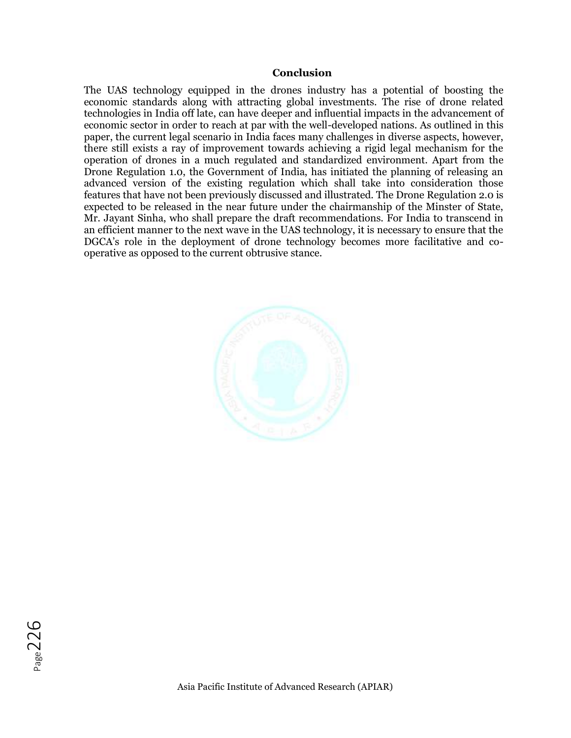## Conclusion

The UAS technology equipped in the drones industry has a potential of boosting the economic standards along with attracting global investments. The rise of drone related technologies in India off late, can have deeper and influential impacts in the advancement of economic sector in order to reach at par with the well-developed nations. As outlined in this paper, the current legal scenario in India faces many challenges in diverse aspects, however, there still exists a ray of improvement towards achieving a rigid legal mechanism for the operation of drones in a much regulated and standardized environment. Apart from the Drone Regulation 1.0, the Government of India, has initiated the planning of releasing an advanced version of the existing regulation which shall take into consideration those features that have not been previously discussed and illustrated. The Drone Regulation 2.0 is expected to be released in the near future under the chairmanship of the Minster of State, Mr. Jayant Sinha, who shall prepare the draft recommendations. For India to transcend in an efficient manner to the next wave in the UAS technology, it is necessary to ensure that the DGCA's role in the deployment of drone technology becomes more facilitative and co-operative as opposed to the current obtrusive stance.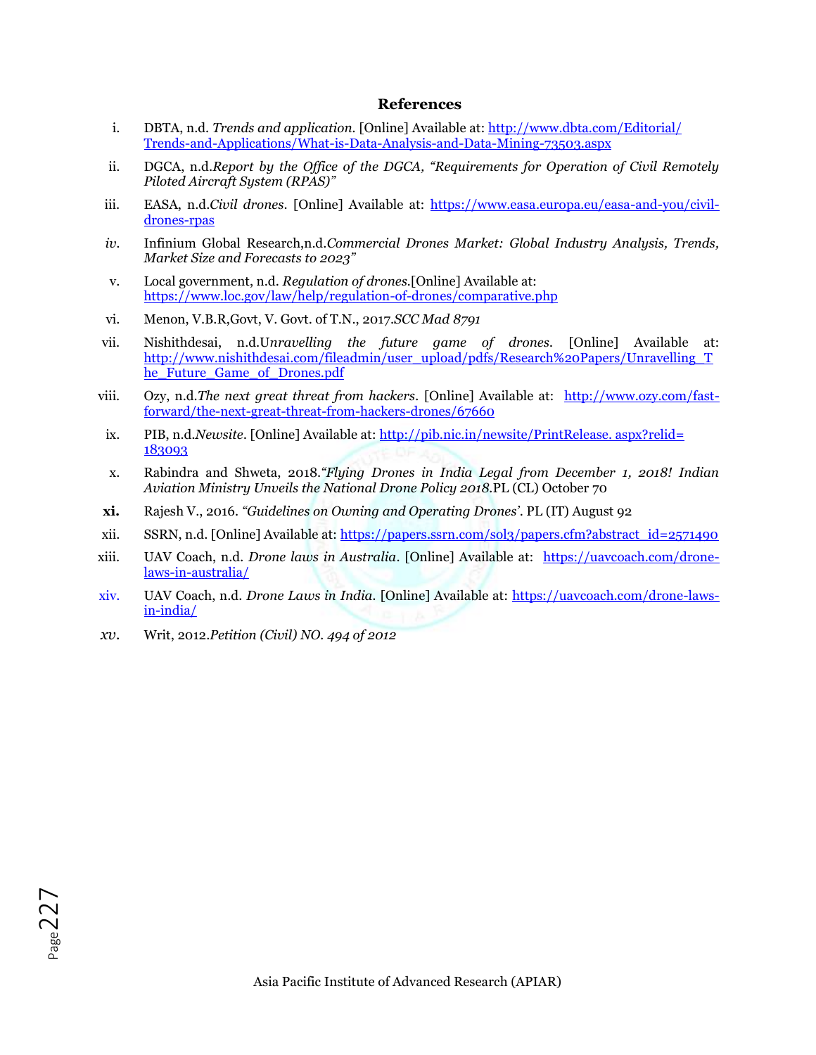## References

i. DBTA, n.d. *Trends and application.* [Online] Available at: http://www.dbta.com/Editorial/Trends-and-Applications/What-is-Data-Analysis-and-Data-Mining-73503.aspx

ii. DGCA, n.d.*Report by the Office of the DGCA, "Requirements for Operation of Civil Remotely Piloted Aircraft System (RPAS)"*

iii. EASA, n.d.*Civil drones*. [Online] Available at: https://www.easa.europa.eu/easa-and-you/civil-drones-rpas

*iv.* Infinium Global Research,n.d.*Commercial Drones Market: Global Industry Analysis, Trends, Market Size and Forecasts to 2023"*

v. Local government, n.d. *Regulation of drones*.[Online] Available at: https://www.loc.gov/law/help/regulation-of-drones/comparative.php

vi. Menon, V.B.R,Govt, V. Govt. of T.N., 2017.*SCC Mad 8791*

vii. Nishithdesai, n.d.U*nravelling the future game of drones*. [Online] Available at: http://www.nishithdesai.com/fileadmin/user_upload/pdfs/Research%20Papers/Unravelling_The_Future_Game_of_Drones.pdf

viii. Ozy, n.d.*The next great threat from hackers*. [Online] Available at: http://www.ozy.com/fast-forward/the-next-great-threat-from-hackers-drones/67660

ix. PIB, n.d.*Newsite*. [Online] Available at: http://pib.nic.in/newsite/PrintRelease. aspx?relid=183093

x. Rabindra and Shweta, 2018.*"Flying Drones in India Legal from December 1, 2018! Indian Aviation Ministry Unveils the National Drone Policy 2018*.PL (CL) October 70

**xi.** Rajesh V., 2016. *"Guidelines on Owning and Operating Drones'*. PL (IT) August 92

xii. SSRN, n.d. [Online] Available at: https://papers.ssrn.com/sol3/papers.cfm?abstract_id=2571490

xiii. UAV Coach, n.d. *Drone laws in Australia*. [Online] Available at: https://uavcoach.com/drone-laws-in-australia/

xiv. UAV Coach, n.d. *Drone Laws in India*. [Online] Available at: https://uavcoach.com/drone-laws-in-india/

*xv.* Writ, 2012.*Petition (Civil) NO. 494 of 2012*